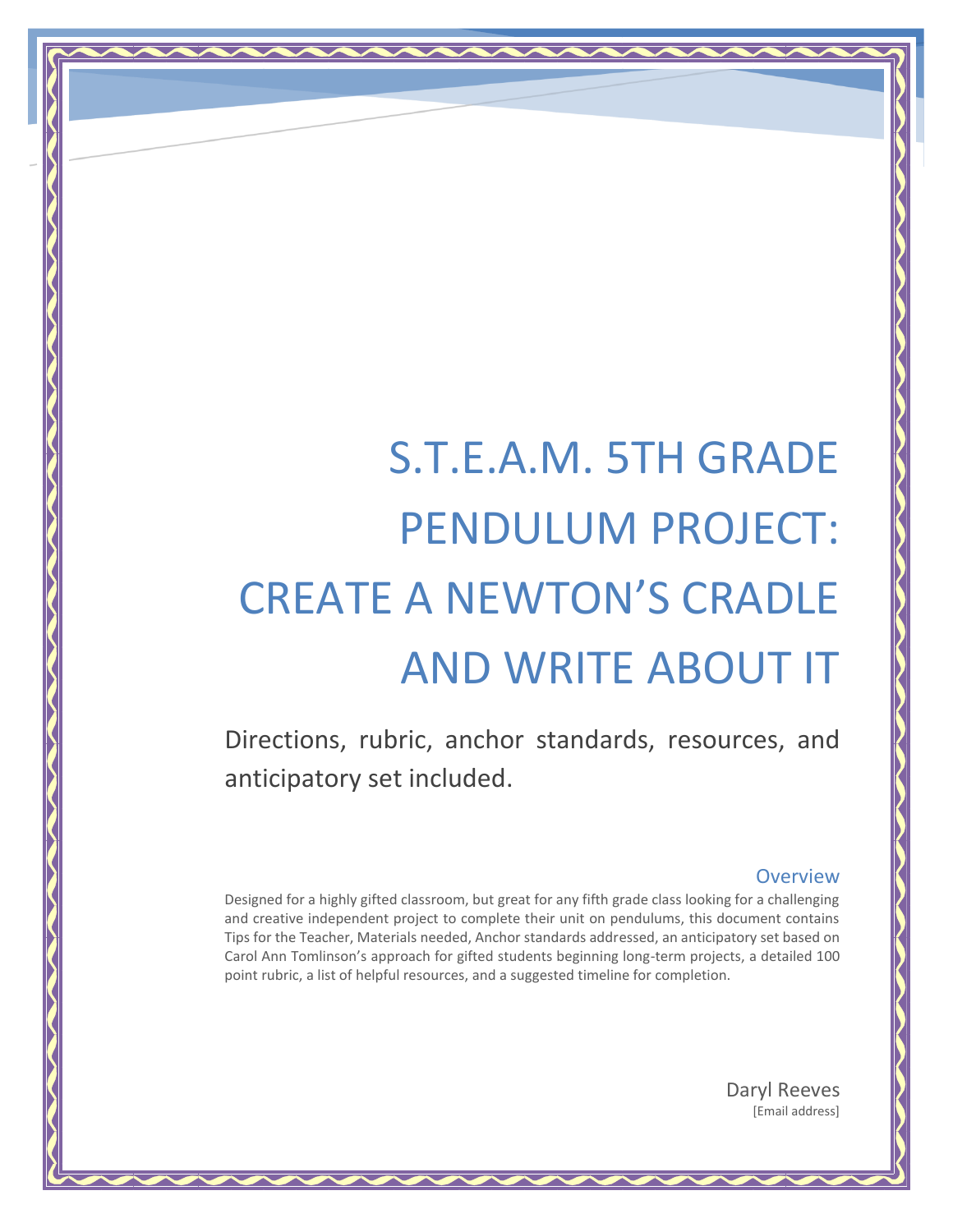# S.T.E.A.M. 5TH GRADE PENDULUM PROJECT: CREATE A NEWTON'S CRADLE AND WRITE ABOUT IT

Directions, rubric, anchor standards, resources, and anticipatory set included.

## Overview

Designed for a highly gifted classroom, but great for any fifth grade class looking for a challenging and creative independent project to complete their unit on pendulums, this document contains Tips for the Teacher, Materials needed, Anchor standards addressed, an anticipatory set based on Carol Ann Tomlinson's approach for gifted students beginning long-term projects, a detailed 100 point rubric, a list of helpful resources, and a suggested timeline for completion.

Daryl Reeves
[Email address]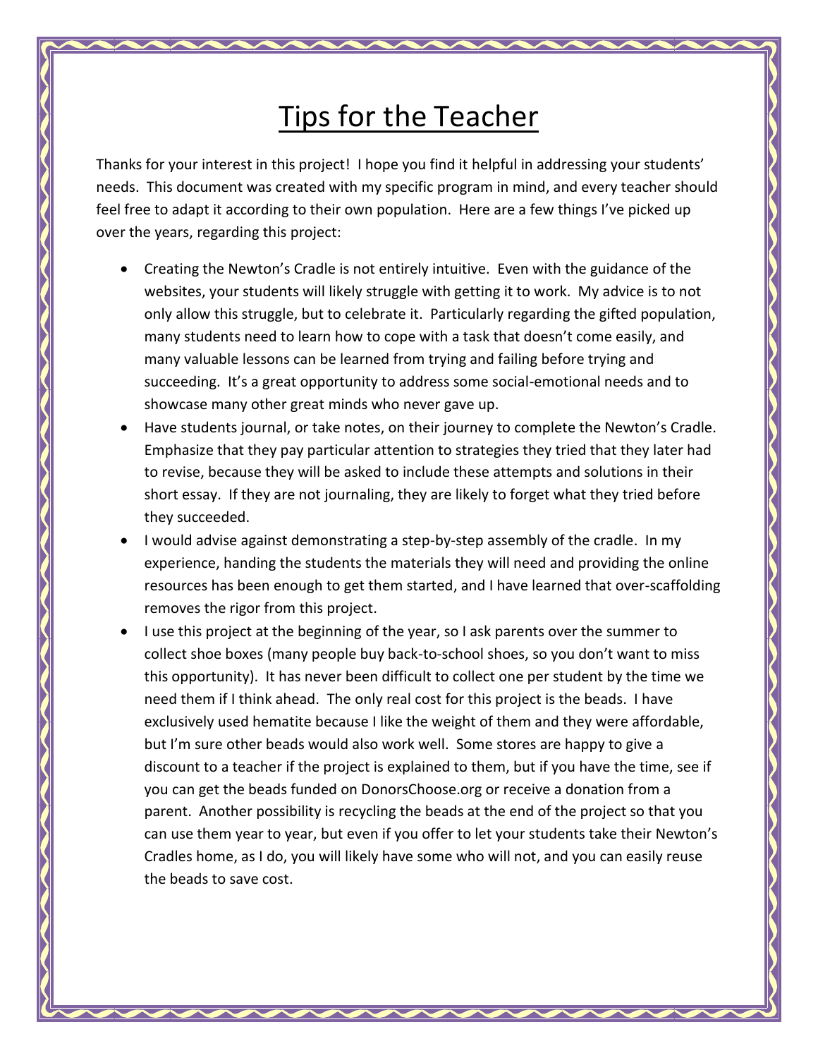# Tips for the Teacher

Thanks for your interest in this project! I hope you find it helpful in addressing your students' needs. This document was created with my specific program in mind, and every teacher should feel free to adapt it according to their own population. Here are a few things I've picked up over the years, regarding this project:

- Creating the Newton's Cradle is not entirely intuitive. Even with the guidance of the websites, your students will likely struggle with getting it to work. My advice is to not only allow this struggle, but to celebrate it. Particularly regarding the gifted population, many students need to learn how to cope with a task that doesn't come easily, and many valuable lessons can be learned from trying and failing before trying and succeeding. It's a great opportunity to address some social-emotional needs and to showcase many other great minds who never gave up.
- Have students journal, or take notes, on their journey to complete the Newton's Cradle. Emphasize that they pay particular attention to strategies they tried that they later had to revise, because they will be asked to include these attempts and solutions in their short essay. If they are not journaling, they are likely to forget what they tried before they succeeded.
- I would advise against demonstrating a step-by-step assembly of the cradle. In my experience, handing the students the materials they will need and providing the online resources has been enough to get them started, and I have learned that over-scaffolding removes the rigor from this project.
- I use this project at the beginning of the year, so I ask parents over the summer to collect shoe boxes (many people buy back-to-school shoes, so you don't want to miss this opportunity). It has never been difficult to collect one per student by the time we need them if I think ahead. The only real cost for this project is the beads. I have exclusively used hematite because I like the weight of them and they were affordable, but I'm sure other beads would also work well. Some stores are happy to give a discount to a teacher if the project is explained to them, but if you have the time, see if you can get the beads funded on DonorsChoose.org or receive a donation from a parent. Another possibility is recycling the beads at the end of the project so that you can use them year to year, but even if you offer to let your students take their Newton's Cradles home, as I do, you will likely have some who will not, and you can easily reuse the beads to save cost.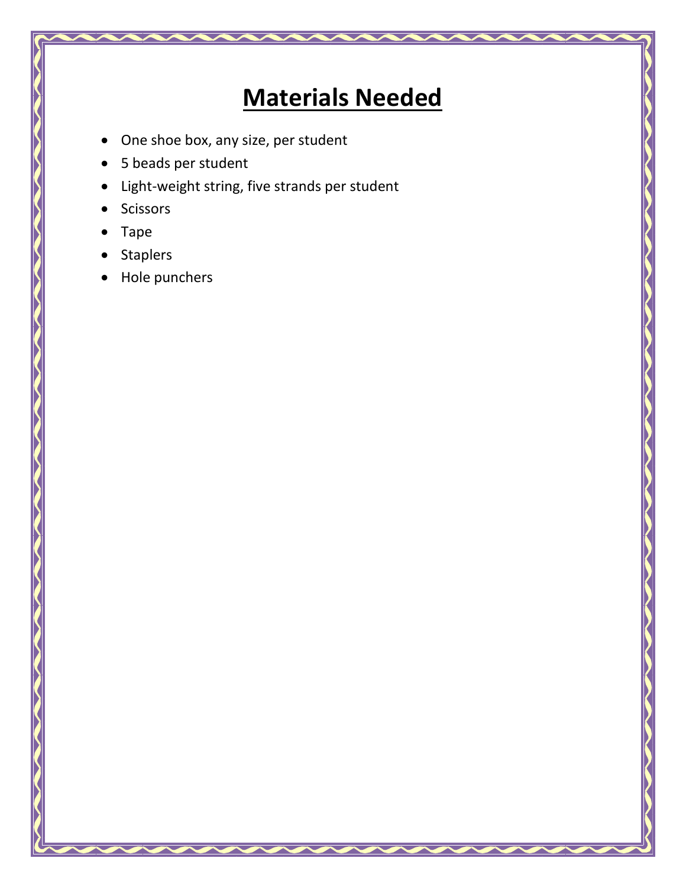# **Materials Needed**

- One shoe box, any size, per student
- 5 beads per student
- Light-weight string, five strands per student
- Scissors
- Tape
- Staplers
- Hole punchers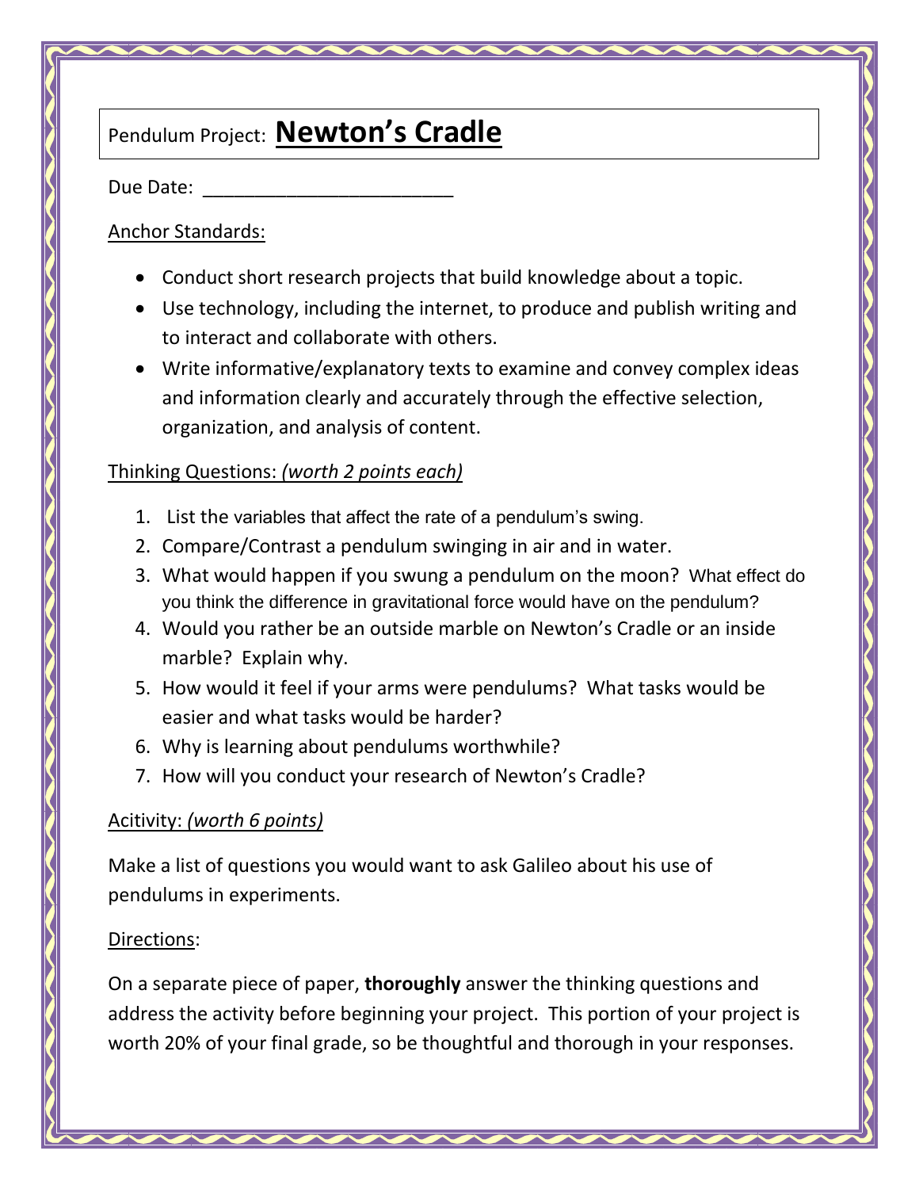# Pendulum Project: **Newton's Cradle**

Due Date: ________________________

Anchor Standards:

- Conduct short research projects that build knowledge about a topic.
- Use technology, including the internet, to produce and publish writing and to interact and collaborate with others.
- Write informative/explanatory texts to examine and convey complex ideas and information clearly and accurately through the effective selection, organization, and analysis of content.

Thinking Questions: *(worth 2 points each)*

1. List the variables that affect the rate of a pendulum's swing.
2. Compare/Contrast a pendulum swinging in air and in water.
3. What would happen if you swung a pendulum on the moon? What effect do you think the difference in gravitational force would have on the pendulum?
4. Would you rather be an outside marble on Newton's Cradle or an inside marble? Explain why.
5. How would it feel if your arms were pendulums? What tasks would be easier and what tasks would be harder?
6. Why is learning about pendulums worthwhile?
7. How will you conduct your research of Newton's Cradle?

Acitivity: *(worth 6 points)*

Make a list of questions you would want to ask Galileo about his use of pendulums in experiments.

Directions:

On a separate piece of paper, **thoroughly** answer the thinking questions and address the activity before beginning your project. This portion of your project is worth 20% of your final grade, so be thoughtful and thorough in your responses.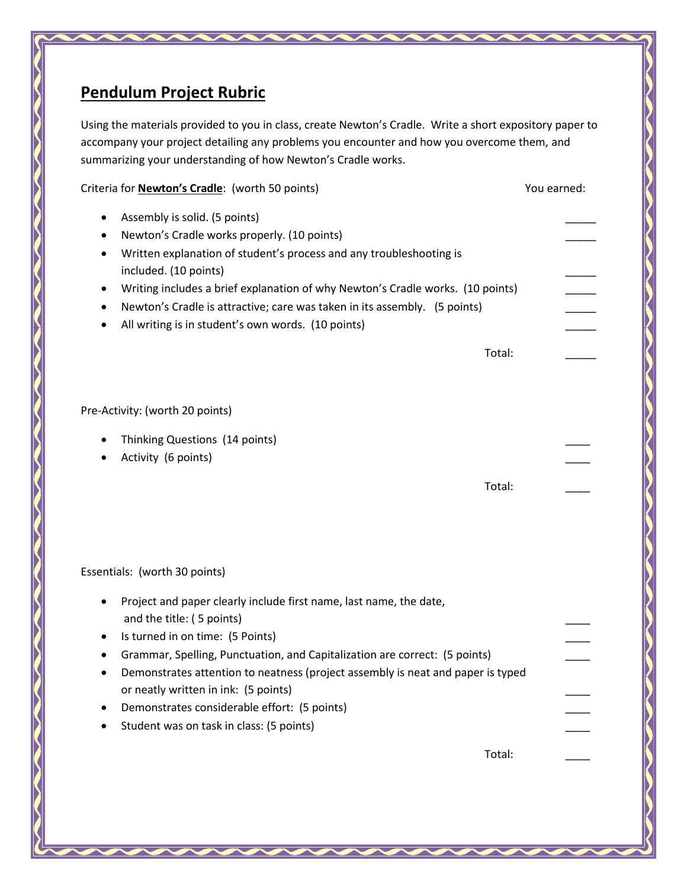## Pendulum Project Rubric

Using the materials provided to you in class, create Newton's Cradle. Write a short expository paper to accompany your project detailing any problems you encounter and how you overcome them, and summarizing your understanding of how Newton's Cradle works.

Criteria for **Newton's Cradle**: (worth 50 points) — You earned:

- Assembly is solid. (5 points) _____
- Newton's Cradle works properly. (10 points) _____
- Written explanation of student's process and any troubleshooting is included. (10 points) _____
- Writing includes a brief explanation of why Newton's Cradle works. (10 points) _____
- Newton's Cradle is attractive; care was taken in its assembly. (5 points) _____
- All writing is in student's own words. (10 points) _____

Total: _____

Pre-Activity: (worth 20 points)

- Thinking Questions (14 points) ____
- Activity (6 points) ____

Total: ____

Essentials: (worth 30 points)

- Project and paper clearly include first name, last name, the date, and the title: ( 5 points) ____
- Is turned in on time: (5 Points) ____
- Grammar, Spelling, Punctuation, and Capitalization are correct: (5 points) ____
- Demonstrates attention to neatness (project assembly is neat and paper is typed or neatly written in ink: (5 points) ____
- Demonstrates considerable effort: (5 points) ____
- Student was on task in class: (5 points) ____

Total: ____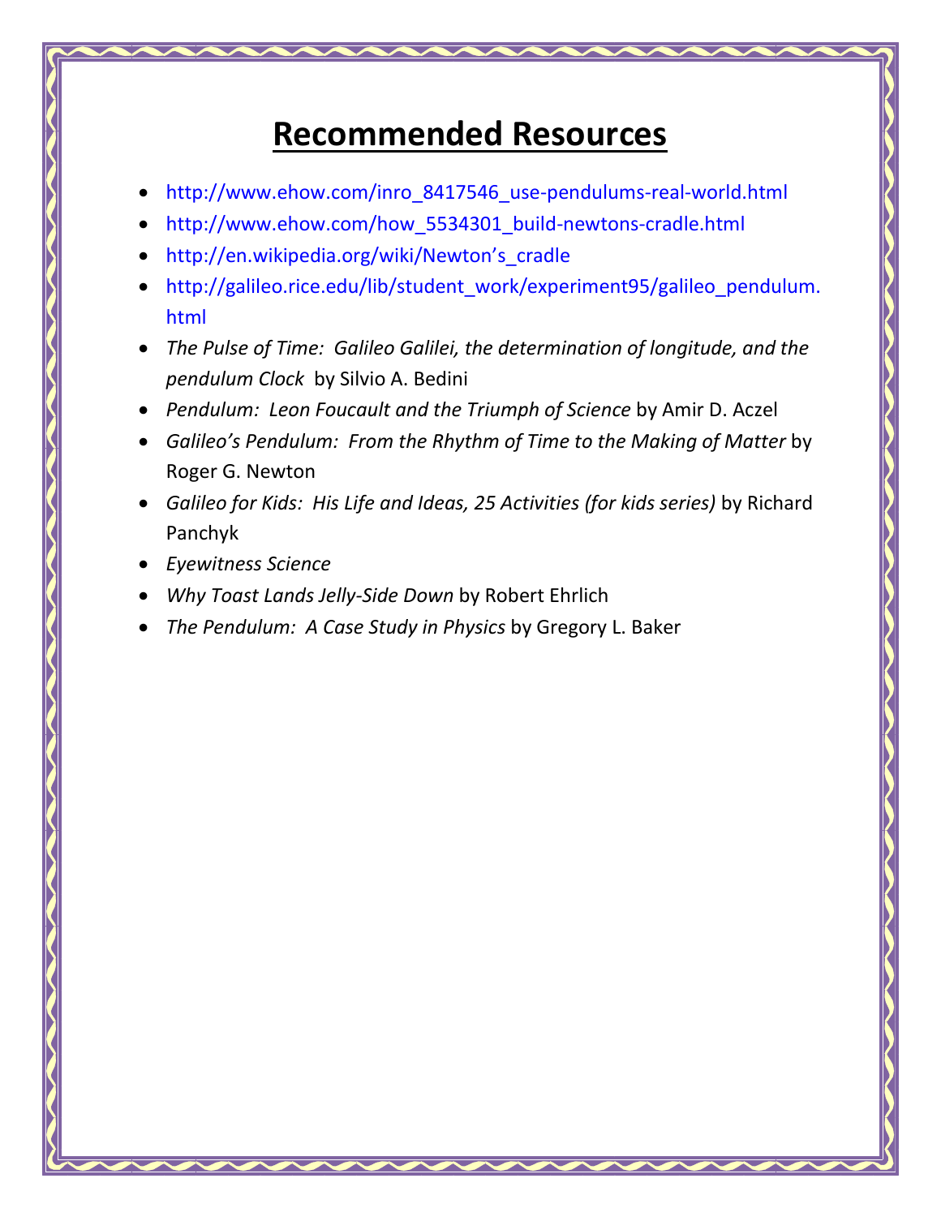# Recommended Resources

- http://www.ehow.com/inro_8417546_use-pendulums-real-world.html
- http://www.ehow.com/how_5534301_build-newtons-cradle.html
- http://en.wikipedia.org/wiki/Newton's_cradle
- http://galileo.rice.edu/lib/student_work/experiment95/galileo_pendulum.html
- *The Pulse of Time: Galileo Galilei, the determination of longitude, and the pendulum Clock* by Silvio A. Bedini
- *Pendulum: Leon Foucault and the Triumph of Science* by Amir D. Aczel
- *Galileo's Pendulum: From the Rhythm of Time to the Making of Matter* by Roger G. Newton
- *Galileo for Kids: His Life and Ideas, 25 Activities (for kids series)* by Richard Panchyk
- *Eyewitness Science*
- *Why Toast Lands Jelly-Side Down* by Robert Ehrlich
- *The Pendulum: A Case Study in Physics* by Gregory L. Baker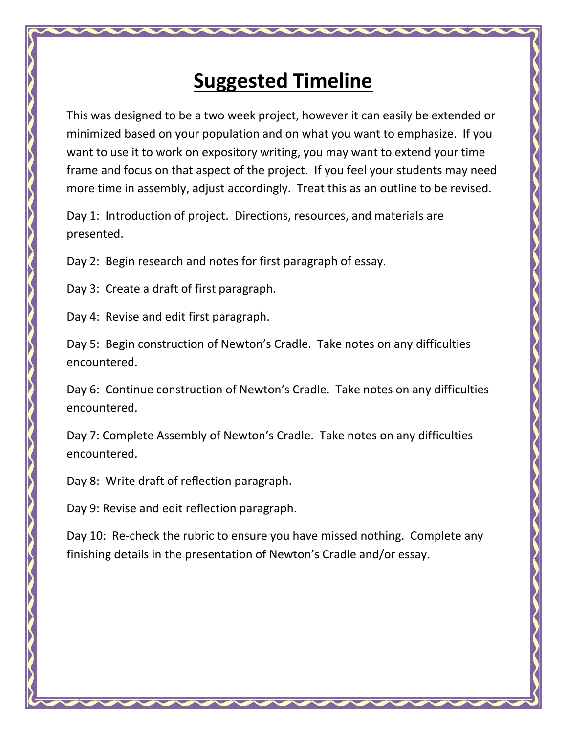# Suggested Timeline

This was designed to be a two week project, however it can easily be extended or minimized based on your population and on what you want to emphasize. If you want to use it to work on expository writing, you may want to extend your time frame and focus on that aspect of the project. If you feel your students may need more time in assembly, adjust accordingly. Treat this as an outline to be revised.

Day 1: Introduction of project. Directions, resources, and materials are presented.

Day 2: Begin research and notes for first paragraph of essay.

Day 3: Create a draft of first paragraph.

Day 4: Revise and edit first paragraph.

Day 5: Begin construction of Newton's Cradle. Take notes on any difficulties encountered.

Day 6: Continue construction of Newton's Cradle. Take notes on any difficulties encountered.

Day 7: Complete Assembly of Newton's Cradle. Take notes on any difficulties encountered.

Day 8: Write draft of reflection paragraph.

Day 9: Revise and edit reflection paragraph.

Day 10: Re-check the rubric to ensure you have missed nothing. Complete any finishing details in the presentation of Newton's Cradle and/or essay.